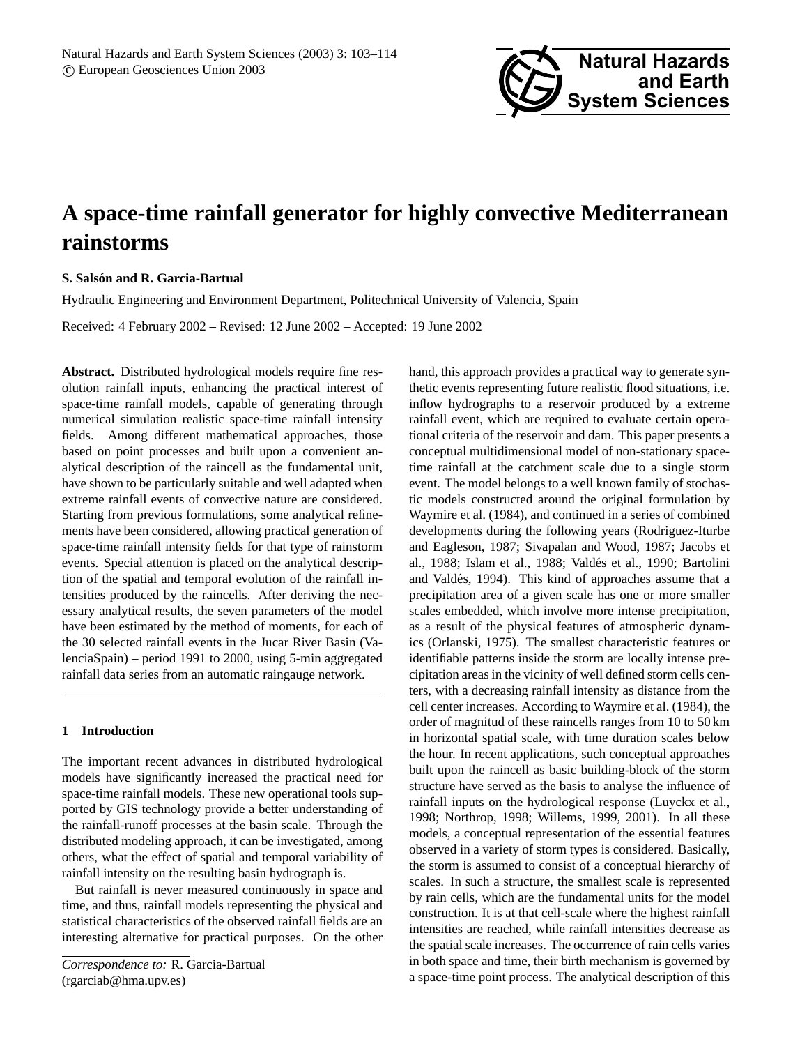# A space-time rainfall generator for highly convective Mediterranean rainstorms

**S. Salsón and R. Garcia-Bartual**

Hydraulic Engineering and Environment Department, Politechnical University of Valencia, Spain

Received: 4 February 2002 – Revised: 12 June 2002 – Accepted: 19 June 2002

**Abstract.** Distributed hydrological models require fine resolution rainfall inputs, enhancing the practical interest of space-time rainfall models, capable of generating through numerical simulation realistic space-time rainfall intensity fields. Among different mathematical approaches, those based on point processes and built upon a convenient analytical description of the raincell as the fundamental unit, have shown to be particularly suitable and well adapted when extreme rainfall events of convective nature are considered. Starting from previous formulations, some analytical refinements have been considered, allowing practical generation of space-time rainfall intensity fields for that type of rainstorm events. Special attention is placed on the analytical description of the spatial and temporal evolution of the rainfall intensities produced by the raincells. After deriving the necessary analytical results, the seven parameters of the model have been estimated by the method of moments, for each of the 30 selected rainfall events in the Jucar River Basin (ValenciaSpain) – period 1991 to 2000, using 5-min aggregated rainfall data series from an automatic raingauge network.

## 1 Introduction

The important recent advances in distributed hydrological models have significantly increased the practical need for space-time rainfall models. These new operational tools supported by GIS technology provide a better understanding of the rainfall-runoff processes at the basin scale. Through the distributed modeling approach, it can be investigated, among others, what the effect of spatial and temporal variability of rainfall intensity on the resulting basin hydrograph is.

But rainfall is never measured continuously in space and time, and thus, rainfall models representing the physical and statistical characteristics of the observed rainfall fields are an interesting alternative for practical purposes. On the other hand, this approach provides a practical way to generate synthetic events representing future realistic flood situations, i.e. inflow hydrographs to a reservoir produced by a extreme rainfall event, which are required to evaluate certain operational criteria of the reservoir and dam. This paper presents a conceptual multidimensional model of non-stationary space-time rainfall at the catchment scale due to a single storm event. The model belongs to a well known family of stochastic models constructed around the original formulation by Waymire et al. (1984), and continued in a series of combined developments during the following years (Rodriguez-Iturbe and Eagleson, 1987; Sivapalan and Wood, 1987; Jacobs et al., 1988; Islam et al., 1988; Valdés et al., 1990; Bartolini and Valdés, 1994). This kind of approaches assume that a precipitation area of a given scale has one or more smaller scales embedded, which involve more intense precipitation, as a result of the physical features of atmospheric dynamics (Orlanski, 1975). The smallest characteristic features or identifiable patterns inside the storm are locally intense precipitation areas in the vicinity of well defined storm cells centers, with a decreasing rainfall intensity as distance from the cell center increases. According to Waymire et al. (1984), the order of magnitud of these raincells ranges from 10 to 50 km in horizontal spatial scale, with time duration scales below the hour. In recent applications, such conceptual approaches built upon the raincell as basic building-block of the storm structure have served as the basis to analyse the influence of rainfall inputs on the hydrological response (Luyckx et al., 1998; Northrop, 1998; Willems, 1999, 2001). In all these models, a conceptual representation of the essential features observed in a variety of storm types is considered. Basically, the storm is assumed to consist of a conceptual hierarchy of scales. In such a structure, the smallest scale is represented by rain cells, which are the fundamental units for the model construction. It is at that cell-scale where the highest rainfall intensities are reached, while rainfall intensities decrease as the spatial scale increases. The occurrence of rain cells varies in both space and time, their birth mechanism is governed by a space-time point process. The analytical description of this

*Correspondence to:* R. Garcia-Bartual (rgarciab@hma.upv.es)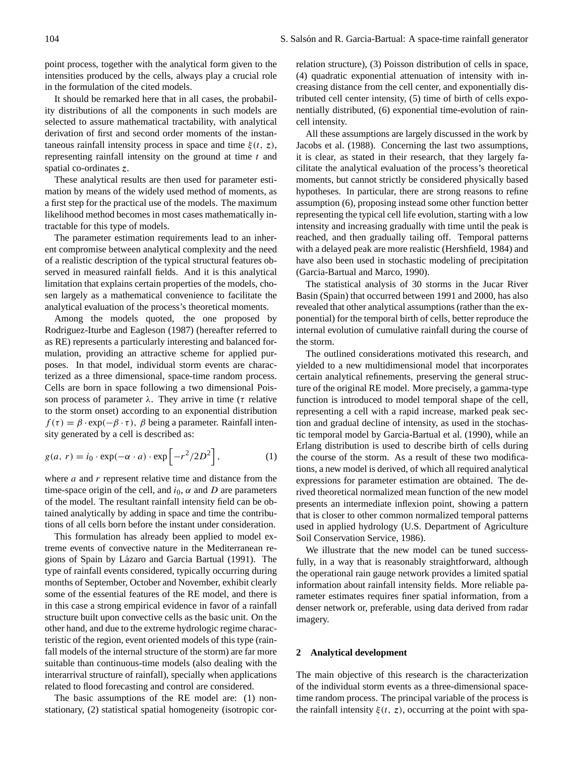point process, together with the analytical form given to the intensities produced by the cells, always play a crucial role in the formulation of the cited models.

It should be remarked here that in all cases, the probability distributions of all the components in such models are selected to assure mathematical tractability, with analytical derivation of first and second order moments of the instantaneous rainfall intensity process in space and time $\xi(t, z)$, representing rainfall intensity on the ground at time $t$ and spatial co-ordinates $z$.

These analytical results are then used for parameter estimation by means of the widely used method of moments, as a first step for the practical use of the models. The maximum likelihood method becomes in most cases mathematically intractable for this type of models.

The parameter estimation requirements lead to an inherent compromise between analytical complexity and the need of a realistic description of the typical structural features observed in measured rainfall fields. And it is this analytical limitation that explains certain properties of the models, chosen largely as a mathematical convenience to facilitate the analytical evaluation of the process's theoretical moments.

Among the models quoted, the one proposed by Rodriguez-Iturbe and Eagleson (1987) (hereafter referred to as RE) represents a particularly interesting and balanced formulation, providing an attractive scheme for applied purposes. In that model, individual storm events are characterized as a three dimensional, space-time random process. Cells are born in space following a two dimensional Poisson process of parameter $\lambda$. They arrive in time ($\tau$ relative to the storm onset) according to an exponential distribution $f(\tau) = \beta \cdot \exp(-\beta \cdot \tau)$, $\beta$ being a parameter. Rainfall intensity generated by a cell is described as:

$$g(a, r) = i_0 \cdot \exp(-\alpha \cdot a) \cdot \exp\left[-r^2/2D^2\right], \tag{1}$$

where $a$ and $r$ represent relative time and distance from the time-space origin of the cell, and $i_0$, $\alpha$ and $D$ are parameters of the model. The resultant rainfall intensity field can be obtained analytically by adding in space and time the contributions of all cells born before the instant under consideration.

This formulation has already been applied to model extreme events of convective nature in the Mediterranean regions of Spain by Lázaro and Garcia Bartual (1991). The type of rainfall events considered, typically occurring during months of September, October and November, exhibit clearly some of the essential features of the RE model, and there is in this case a strong empirical evidence in favor of a rainfall structure built upon convective cells as the basic unit. On the other hand, and due to the extreme hydrologic regime characteristic of the region, event oriented models of this type (rainfall models of the internal structure of the storm) are far more suitable than continuous-time models (also dealing with the interarrival structure of rainfall), specially when applications related to flood forecasting and control are considered.

The basic assumptions of the RE model are: (1) non-stationary, (2) statistical spatial homogeneity (isotropic correlation structure), (3) Poisson distribution of cells in space, (4) quadratic exponential attenuation of intensity with increasing distance from the cell center, and exponentially distributed cell center intensity, (5) time of birth of cells exponentially distributed, (6) exponential time-evolution of raincell intensity.

All these assumptions are largely discussed in the work by Jacobs et al. (1988). Concerning the last two assumptions, it is clear, as stated in their research, that they largely facilitate the analytical evaluation of the process's theoretical moments, but cannot strictly be considered physically based hypotheses. In particular, there are strong reasons to refine assumption (6), proposing instead some other function better representing the typical cell life evolution, starting with a low intensity and increasing gradually with time until the peak is reached, and then gradually tailing off. Temporal patterns with a delayed peak are more realistic (Hershfield, 1984) and have also been used in stochastic modeling of precipitation (Garcia-Bartual and Marco, 1990).

The statistical analysis of 30 storms in the Jucar River Basin (Spain) that occurred between 1991 and 2000, has also revealed that other analytical assumptions (rather than the exponential) for the temporal birth of cells, better reproduce the internal evolution of cumulative rainfall during the course of the storm.

The outlined considerations motivated this research, and yielded to a new multidimensional model that incorporates certain analytical refinements, preserving the general structure of the original RE model. More precisely, a gamma-type function is introduced to model temporal shape of the cell, representing a cell with a rapid increase, marked peak section and gradual decline of intensity, as used in the stochastic temporal model by Garcia-Bartual et al. (1990), while an Erlang distribution is used to describe birth of cells during the course of the storm. As a result of these two modifications, a new model is derived, of which all required analytical expressions for parameter estimation are obtained. The derived theoretical normalized mean function of the new model presents an intermediate inflexion point, showing a pattern that is closer to other common normalized temporal patterns used in applied hydrology (U.S. Department of Agriculture Soil Conservation Service, 1986).

We illustrate that the new model can be tuned successfully, in a way that is reasonably straightforward, although the operational rain gauge network provides a limited spatial information about rainfall intensity fields. More reliable parameter estimates requires finer spatial information, from a denser network or, preferable, using data derived from radar imagery.

## 2 Analytical development

The main objective of this research is the characterization of the individual storm events as a three-dimensional space-time random process. The principal variable of the process is the rainfall intensity $\xi(t, z)$, occurring at the point with spa-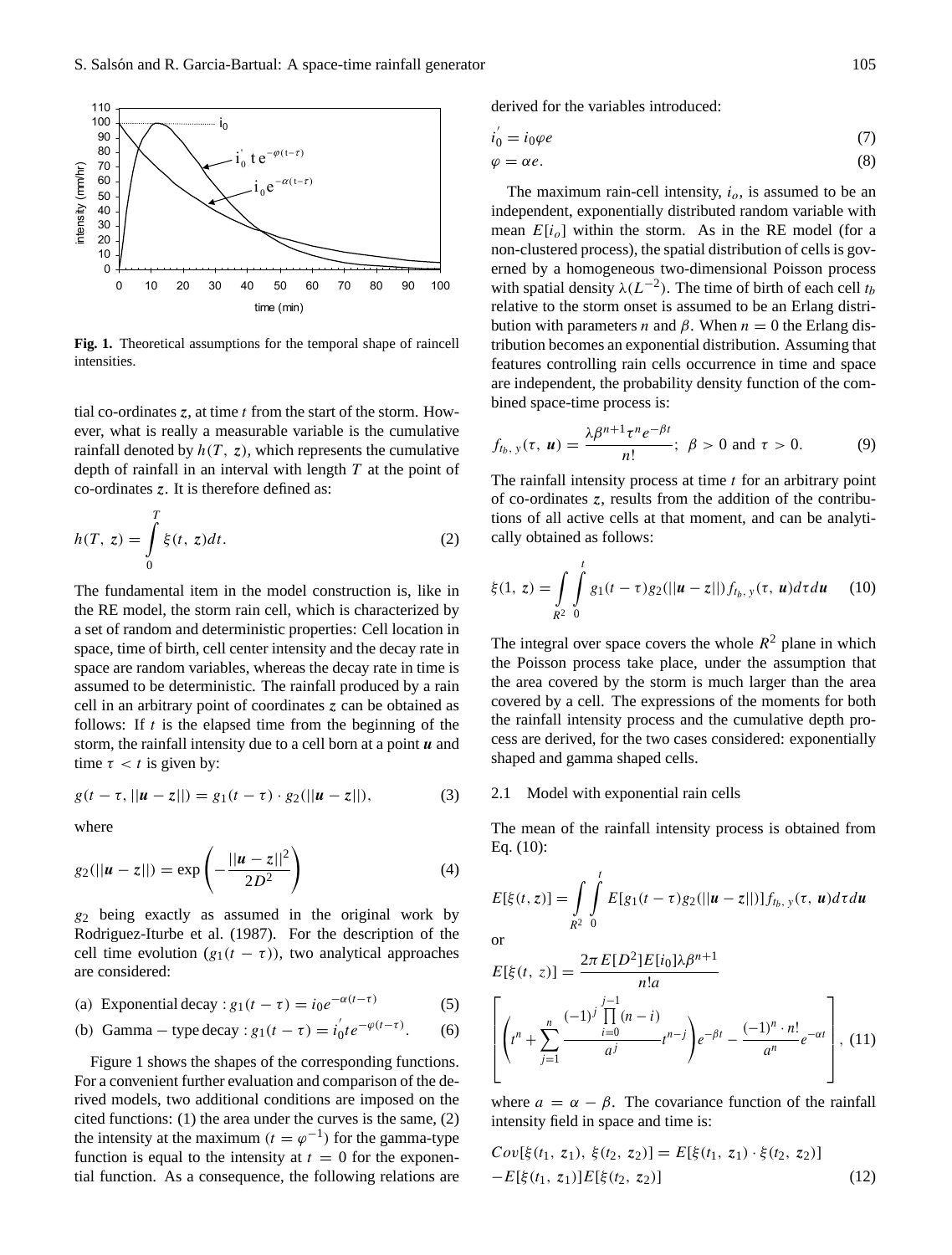**Fig. 1.** Theoretical assumptions for the temporal shape of raincell intensities.

tial co-ordinates $z$, at time $t$ from the start of the storm. However, what is really a measurable variable is the cumulative rainfall denoted by $h(T, z)$, which represents the cumulative depth of rainfall in an interval with length $T$ at the point of co-ordinates $z$. It is therefore defined as:

$$h(T, z) = \int_0^T \xi(t, z)dt. \tag{2}$$

The fundamental item in the model construction is, like in the RE model, the storm rain cell, which is characterized by a set of random and deterministic properties: Cell location in space, time of birth, cell center intensity and the decay rate in space are random variables, whereas the decay rate in time is assumed to be deterministic. The rainfall produced by a rain cell in an arbitrary point of coordinates $z$ can be obtained as follows: If $t$ is the elapsed time from the beginning of the storm, the rainfall intensity due to a cell born at a point $\boldsymbol{u}$ and time $\tau < t$ is given by:

$$g(t-\tau, ||\boldsymbol{u}-\boldsymbol{z}||) = g_1(t-\tau)\cdot g_2(||\boldsymbol{u}-\boldsymbol{z}||), \tag{3}$$

where

$$g_2(||\boldsymbol{u}-\boldsymbol{z}||) = \exp\left(-\frac{||\boldsymbol{u}-\boldsymbol{z}||^2}{2D^2}\right) \tag{4}$$

$g_2$ being exactly as assumed in the original work by Rodriguez-Iturbe et al. (1987). For the description of the cell time evolution ($g_1(t-\tau)$), two analytical approaches are considered:

(a) Exponential decay : $g_1(t-\tau) = i_0 e^{-\alpha(t-\tau)}$ (5)

(b) Gamma − type decay : $g_1(t-\tau) = i_0^{'} t e^{-\varphi(t-\tau)}$. (6)

Figure 1 shows the shapes of the corresponding functions. For a convenient further evaluation and comparison of the derived models, two additional conditions are imposed on the cited functions: (1) the area under the curves is the same, (2) the intensity at the maximum ($t=\varphi^{-1}$) for the gamma-type function is equal to the intensity at $t=0$ for the exponential function. As a consequence, the following relations are derived for the variables introduced:

$$i_0^{'} = i_0 \varphi e \tag{7}$$

$$\varphi = \alpha e. \tag{8}$$

The maximum rain-cell intensity, $i_o$, is assumed to be an independent, exponentially distributed random variable with mean $E[i_o]$ within the storm. As in the RE model (for a non-clustered process), the spatial distribution of cells is governed by a homogeneous two-dimensional Poisson process with spatial density $\lambda(L^{-2})$. The time of birth of each cell $t_b$ relative to the storm onset is assumed to be an Erlang distribution with parameters $n$ and $\beta$. When $n=0$ the Erlang distribution becomes an exponential distribution. Assuming that features controlling rain cells occurrence in time and space are independent, the probability density function of the combined space-time process is:

$$f_{t_b, y}(\tau, \boldsymbol{u}) = \frac{\lambda\beta^{n+1}\tau^n e^{-\beta t}}{n!}; \ \beta > 0 \text{ and } \tau > 0. \tag{9}$$

The rainfall intensity process at time $t$ for an arbitrary point of co-ordinates $z$, results from the addition of the contributions of all active cells at that moment, and can be analytically obtained as follows:

$$\xi(1, z) = \int_{R^2}\int_0^t g_1(t-\tau)g_2(||\boldsymbol{u}-\boldsymbol{z}||)f_{t_b, y}(\tau, \boldsymbol{u})d\tau d\boldsymbol{u} \tag{10}$$

The integral over space covers the whole $R^2$ plane in which the Poisson process take place, under the assumption that the area covered by the storm is much larger than the area covered by a cell. The expressions of the moments for both the rainfall intensity process and the cumulative depth process are derived, for the two cases considered: exponentially shaped and gamma shaped cells.

### 2.1 Model with exponential rain cells

The mean of the rainfall intensity process is obtained from Eq. (10):

$$E[\xi(t, \boldsymbol{z})] = \int_{R^2}\int_0^t E[g_1(t-\tau)g_2(||\boldsymbol{u}-\boldsymbol{z}||)]f_{t_b, y}(\tau, \boldsymbol{u})d\tau d\boldsymbol{u}$$

or

$$E[\xi(t, z)] = \frac{2\pi E[D^2]E[i_0]\lambda\beta^{n+1}}{n!a}$$
$$\left[\left(t^n + \sum_{j=1}^{n}\frac{(-1)^j\prod_{i=0}^{j-1}(n-i)}{a^j}t^{n-j}\right)e^{-\beta t} - \frac{(-1)^n\cdot n!}{a^n}e^{-\alpha t}\right], \tag{11}$$

where $a=\alpha-\beta$. The covariance function of the rainfall intensity field in space and time is:

$$Cov[\xi(t_1, z_1), \xi(t_2, z_2)] = E[\xi(t_1, z_1)\cdot\xi(t_2, z_2)]$$
$$-E[\xi(t_1, z_1)]E[\xi(t_2, z_2)] \tag{12}$$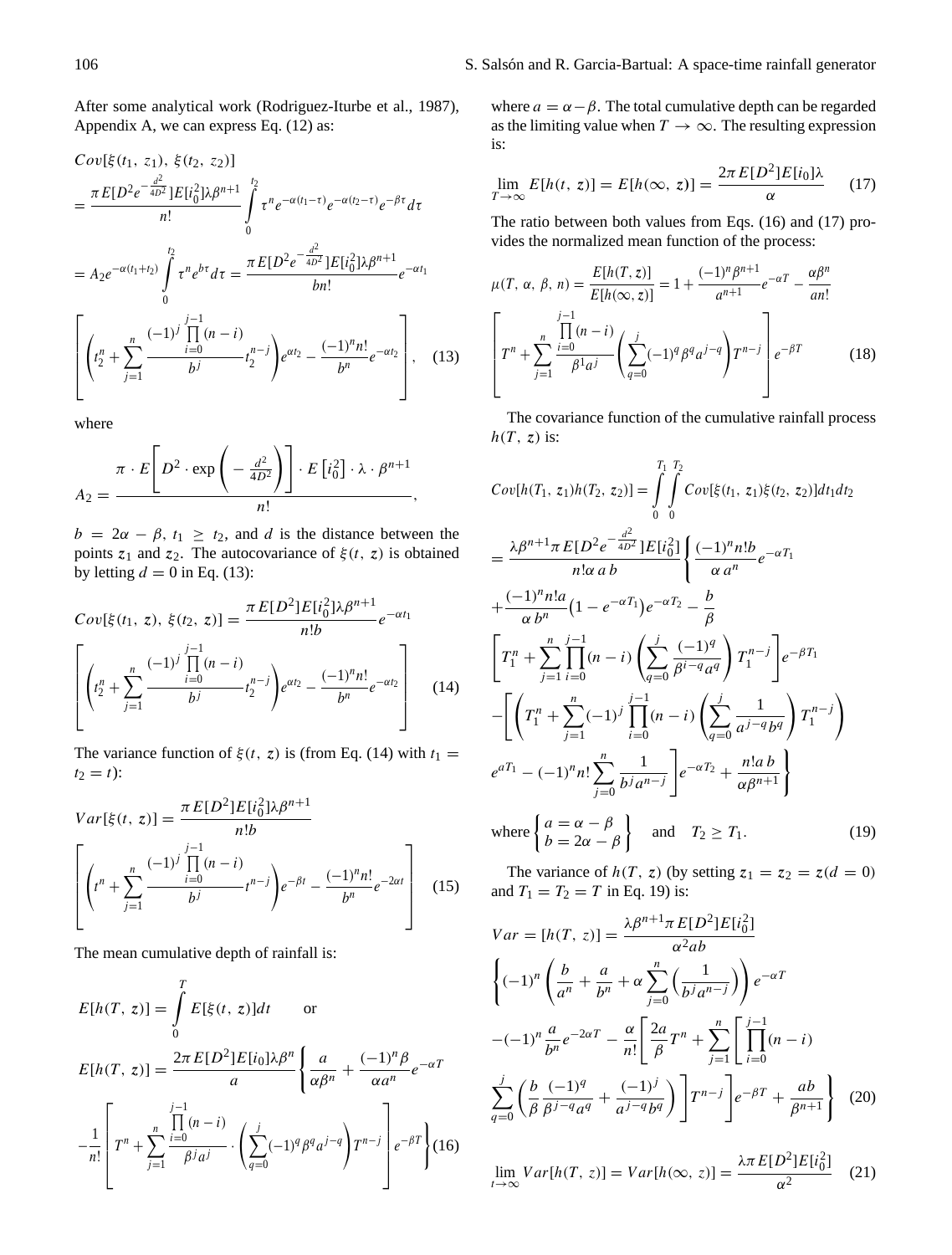After some analytical work (Rodriguez-Iturbe et al., 1987), Appendix A, we can express Eq. (12) as:

$$
\begin{aligned}
&Cov[\xi(t_1,\, z_1),\, \xi(t_2,\, z_2)] \\
&= \frac{\pi E[D^2 e^{-\frac{d^2}{4D^2}}]E[i_0^2]\lambda\beta^{n+1}}{n!}\int_0^{t_2} \tau^n e^{-\alpha(t_1-\tau)}e^{-\alpha(t_2-\tau)}e^{-\beta\tau}d\tau \\
&= A_2 e^{-\alpha(t_1+t_2)}\int_0^{t_2}\tau^n e^{b\tau}d\tau = \frac{\pi E[D^2 e^{-\frac{d^2}{4D^2}}]E[i_0^2]\lambda\beta^{n+1}}{bn!}e^{-\alpha t_1} \\
&\left[\left(t_2^n + \sum_{j=1}^{n}\frac{(-1)^j\prod\limits_{i=0}^{j-1}(n-i)}{b^j}t_2^{n-j}\right)e^{\alpha t_2} - \frac{(-1)^n n!}{b^n}e^{-\alpha t_2}\right], \quad (13)
\end{aligned}
$$

where

$$
A_2 = \frac{\pi\cdot E\left[D^2\cdot\exp\left(-\frac{d^2}{4D^2}\right)\right]\cdot E\left[i_0^2\right]\cdot\lambda\cdot\beta^{n+1}}{n!},
$$

$b = 2\alpha-\beta$, $t_1 \geq t_2$, and $d$ is the distance between the points $z_1$ and $z_2$. The autocovariance of $\xi(t,\, z)$ is obtained by letting $d = 0$ in Eq. (13):

$$
\begin{aligned}
&Cov[\xi(t_1,\, z),\, \xi(t_2,\, z)] = \frac{\pi E[D^2]E[i_0^2]\lambda\beta^{n+1}}{n!b}e^{-\alpha t_1} \\
&\left[\left(t_2^n + \sum_{j=1}^{n}\frac{(-1)^j\prod\limits_{i=0}^{j-1}(n-i)}{b^j}t_2^{n-j}\right)e^{\alpha t_2} - \frac{(-1)^n n!}{b^n}e^{-\alpha t_2}\right] \quad (14)
\end{aligned}
$$

The variance function of $\xi(t,\, z)$ is (from Eq. (14) with $t_1 = t_2 = t$):

$$
\begin{aligned}
&Var[\xi(t,\, z)] = \frac{\pi E[D^2]E[i_0^2]\lambda\beta^{n+1}}{n!b} \\
&\left[\left(t^n + \sum_{j=1}^{n}\frac{(-1)^j\prod\limits_{i=0}^{j-1}(n-i)}{b^j}t^{n-j}\right)e^{-\beta t} - \frac{(-1)^n n!}{b^n}e^{-2\alpha t}\right] \quad (15)
\end{aligned}
$$

The mean cumulative depth of rainfall is:

$$
\begin{aligned}
&E[h(T,\, z)] = \int_0^T E[\xi(t,\, z)]dt \qquad \text{or} \\
&E[h(T,\, z)] = \frac{2\pi E[D^2]E[i_0]\lambda\beta^n}{a}\left\{\frac{a}{\alpha\beta^n} + \frac{(-1)^n\beta}{\alpha a^n}e^{-\alpha T}\right. \\
&\left.-\frac{1}{n!}\left[T^n + \sum_{j=1}^{n}\frac{\prod\limits_{i=0}^{j-1}(n-i)}{\beta^j a^j}\cdot\left(\sum_{q=0}^{j}(-1)^q\beta^q a^{j-q}\right)T^{n-j}\right]e^{-\beta T}\right\} \quad (16)
\end{aligned}
$$

where $a = \alpha-\beta$. The total cumulative depth can be regarded as the limiting value when $T \to \infty$. The resulting expression is:

$$
\lim_{T\to\infty} E[h(t,\, z)] = E[h(\infty,\, z)] = \frac{2\pi E[D^2]E[i_0]\lambda}{\alpha} \quad (17)
$$

The ratio between both values from Eqs. (16) and (17) provides the normalized mean function of the process:

$$
\begin{aligned}
&\mu(T,\, \alpha,\, \beta,\, n) = \frac{E[h(T,z)]}{E[h(\infty,z)]} = 1 + \frac{(-1)^n\beta^{n+1}}{a^{n+1}}e^{-\alpha T} - \frac{\alpha\beta^n}{an!} \\
&\left[T^n + \sum_{j=1}^{n}\frac{\prod\limits_{i=0}^{j-1}(n-i)}{\beta^1 a^j}\left(\sum_{q=0}^{j}(-1)^q\beta^q a^{j-q}\right)T^{n-j}\right]e^{-\beta T} \quad (18)
\end{aligned}
$$

The covariance function of the cumulative rainfall process $h(T,\, z)$ is:

$$
\begin{aligned}
&Cov[h(T_1,\, z_1)h(T_2,\, z_2)] = \int_0^{T_1}\int_0^{T_2} Cov[\xi(t_1,\, z_1)\xi(t_2,\, z_2)]dt_1 dt_2 \\
&= \frac{\lambda\beta^{n+1}\pi E[D^2 e^{-\frac{d^2}{4D^2}}]E[i_0^2]}{n!\alpha\, a\, b}\left\{\frac{(-1)^n n! b}{\alpha\, a^n}e^{-\alpha T_1}\right. \\
&+\frac{(-1)^n n! a}{\alpha\, b^n}\left(1-e^{-\alpha T_1}\right)e^{-\alpha T_2} - \frac{b}{\beta} \\
&\left[T_1^n + \sum_{j=1}^{n}\prod_{i=0}^{j-1}(n-i)\left(\sum_{q=0}^{j}\frac{(-1)^q}{\beta^{i-q}a^q}\right)T_1^{n-j}\right]e^{-\beta T_1} \\
&-\left[\left(T_1^n + \sum_{j=1}^{n}(-1)^j\prod_{i=0}^{j-1}(n-i)\left(\sum_{q=0}^{j}\frac{1}{a^{j-q}b^q}\right)T_1^{n-j}\right)\right. \\
&\left.\left.e^{aT_1} - (-1)^n n!\sum_{j=0}^{n}\frac{1}{b^j a^{n-j}}\right]e^{-\alpha T_2} + \frac{n! a\, b}{\alpha\beta^{n+1}}\right\}
\end{aligned}
$$

$$
\text{where}\left\{\begin{array}{l} a = \alpha-\beta \\ b = 2\alpha-\beta \end{array}\right\} \quad \text{and} \quad T_2 \geq T_1. \quad (19)
$$

The variance of $h(T,\, z)$ (by setting $z_1 = z_2 = z(d = 0)$ and $T_1 = T_2 = T$ in Eq. 19) is:

$$
\begin{aligned}
&Var = [h(T,\, z)] = \frac{\lambda\beta^{n+1}\pi E[D^2]E[i_0^2]}{\alpha^2 ab} \\
&\left\{(-1)^n\left(\frac{b}{a^n} + \frac{a}{b^n} + \alpha\sum_{j=0}^{n}\left(\frac{1}{b^j a^{n-j}}\right)\right)e^{-\alpha T}\right. \\
&-(-1)^n\frac{a}{b^n}e^{-2\alpha T} - \frac{\alpha}{n!}\left[\frac{2a}{\beta}T^n + \sum_{j=1}^{n}\left[\prod_{i=0}^{j-1}(n-i)\right.\right. \\
&\left.\left.\left.\sum_{q=0}^{j}\left(\frac{b}{\beta}\frac{(-1)^q}{\beta^{j-q}a^q} + \frac{(-1)^j}{a^{j-q}b^q}\right)\right]T^{n-j}\right]e^{-\beta T} + \frac{ab}{\beta^{n+1}}\right\} \quad (20)
\end{aligned}
$$

$$
\lim_{t\to\infty} Var[h(T,\, z)] = Var[h(\infty,\, z)] = \frac{\lambda\pi E[D^2]E[i_0^2]}{\alpha^2} \quad (21)
$$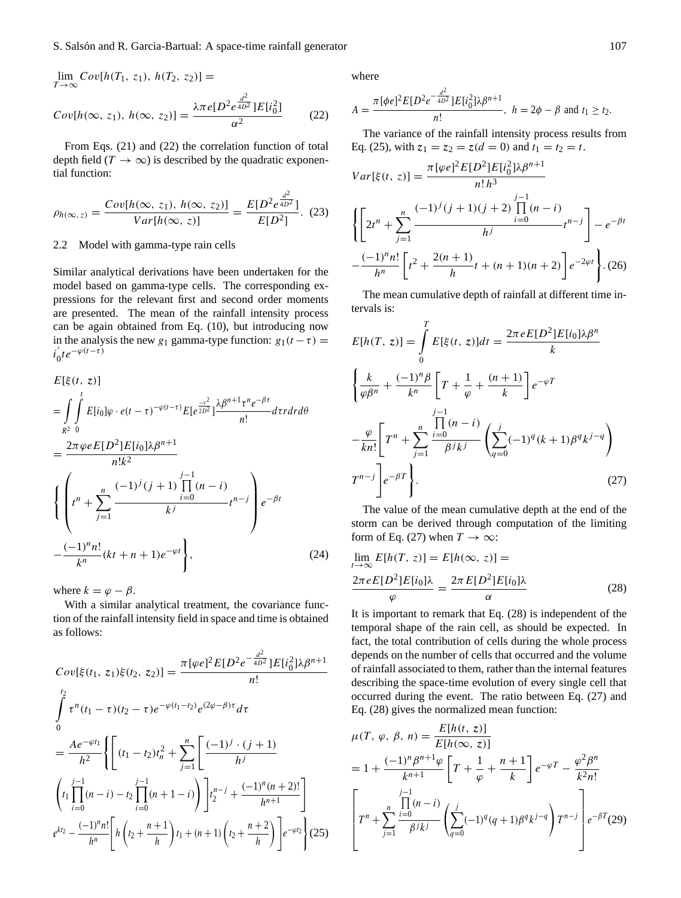$$\lim_{T\to\infty} Cov[h(T_1, z_1), h(T_2, z_2)] =$$

$$Cov[h(\infty, z_1), h(\infty, z_2)] = \frac{\lambda \pi e[D^2 e^{\frac{d^2}{4D^2}}]E[i_0^2]}{\alpha^2} \tag{22}$$

From Eqs. (21) and (22) the correlation function of total depth field ($T \to \infty$) is described by the quadratic exponential function:

$$\rho_{h(\infty, z)} = \frac{Cov[h(\infty, z_1), h(\infty, z_2)]}{Var[h(\infty, z)]} = \frac{E[D^2 e^{\frac{d^2}{4D^2}}]}{E[D^2]}. \tag{23}$$

### 2.2 Model with gamma-type rain cells

Similar analytical derivations have been undertaken for the model based on gamma-type cells. The corresponding expressions for the relevant first and second order moments are presented. The mean of the rainfall intensity process can be again obtained from Eq. (10), but introducing now in the analysis the new $g_1$ gamma-type function: $g_1(t-\tau) = i_0^{'} t e^{-\varphi(t-\tau)}$

$$
\begin{aligned}
&E[\xi(t, z)] \\
&= \int\limits_{R^2}\int\limits_0^t E[i_0]\varphi \cdot e(t-\tau)^{-\varphi(t-\tau)} E[e^{\frac{-r^2}{2D^2}}] \frac{\lambda \beta^{n+1}\tau^n e^{-\beta\tau}}{n!} d\tau r dr d\theta \\
&= \frac{2\pi \varphi e E[D^2]E[i_0]\lambda\beta^{n+1}}{n! k^2} \\
&\left\{ \left( t^n + \sum_{j=1}^{n} \frac{(-1)^j (j+1) \prod\limits_{i=0}^{j-1}(n-i)}{k^j} t^{n-j} \right) e^{-\beta t} \right. \\
&\left. - \frac{(-1)^n n!}{k^n}(kt+n+1)e^{-\varphi t} \right\},
\end{aligned} \tag{24}
$$

where $k = \varphi - \beta$.

With a similar analytical treatment, the covariance function of the rainfall intensity field in space and time is obtained as follows:

$$
\begin{aligned}
&Cov[\xi(t_1, z_1)\xi(t_2, z_2)] = \frac{\pi[\varphi e]^2 E[D^2 e^{-\frac{d^2}{4D^2}}]E[i_0^2]\lambda\beta^{n+1}}{n!} \\
&\int\limits_0^{t_2} \tau^n (t_1-\tau)(t_2-\tau)e^{-\varphi(t_1-t_2)}e^{(2\varphi-\beta)\tau} d\tau \\
&= \frac{Ae^{-\varphi t_1}}{h^2} \left\{ \left[ (t_1-t_2)t_n^2 + \sum_{j=1}^{n} \left[ \frac{(-1)^j \cdot (j+1)}{h^j} \right.\right.\right. \\
&\left.\left. \left( t_1 \prod_{i=0}^{j-1}(n-i) - t_2 \prod_{i=0}^{j-1}(n+1-i) \right) \right] t_2^{n-j} + \frac{(-1)^n (n+2)!}{h^{n+1}} \right] \\
&\left. e^{kt_2} - \frac{(-1)^n n!}{h^n} \left[ h\left( t_2 + \frac{n+1}{h} \right) t_1 + (n+1)\left( t_2 + \frac{n+2}{h} \right) \right] e^{-\varphi t_2} \right\}
\end{aligned} \tag{25}
$$

where

$$A = \frac{\pi[\phi e]^2 E[D^2 e^{-\frac{d^2}{4D^2}}]E[i_0^2]\lambda\beta^{n+1}}{n!}, \ h = 2\phi - \beta \text{ and } t_1 \geq t_2.$$

The variance of the rainfall intensity process results from Eq. (25), with $z_1 = z_2 = z(d = 0)$ and $t_1 = t_2 = t$.

$$
\begin{aligned}
&Var[\xi(t, z)] = \frac{\pi[\varphi e]^2 E[D^2]E[i_0^2]\lambda\beta^{n+1}}{n!\, h^3} \\
&\left\{ \left[ 2t^n + \sum_{j=1}^{n} \frac{(-1)^j (j+1)(j+2) \prod\limits_{i=0}^{j-1}(n-i)}{h^j} t^{n-j} \right] - e^{-\beta t} \right. \\
&\left. - \frac{(-1)^n n!}{h^n} \left[ t^2 + \frac{2(n+1)}{h} t + (n+1)(n+2) \right] e^{-2\varphi t} \right\}.
\end{aligned} \tag{26}
$$

The mean cumulative depth of rainfall at different time intervals is:

$$
\begin{aligned}
&E[h(T, z)] = \int\limits_0^T E[\xi(t, z)]dt = \frac{2\pi e E[D^2]E[i_0]\lambda\beta^n}{k} \\
&\left\{ \frac{k}{\varphi\beta^n} + \frac{(-1)^n \beta}{k^n} \left[ T + \frac{1}{\varphi} + \frac{(n+1)}{k} \right] e^{-\varphi T} \right. \\
&- \frac{\varphi}{kn!} \left[ T^n + \sum_{j=1}^{n} \frac{\prod\limits_{i=0}^{j-1}(n-i)}{\beta^j k^j} \left( \sum_{q=0}^{j} (-1)^q (k+1)\beta^q k^{j-q} \right) \right. \\
&\left.\left. T^{n-j} \right] e^{-\beta T} \right\}.
\end{aligned} \tag{27}
$$

The value of the mean cumulative depth at the end of the storm can be derived through computation of the limiting form of Eq. (27) when $T \to \infty$:

$$
\begin{aligned}
&\lim_{t\to\infty} E[h(T, z)] = E[h(\infty, z)] = \\
&\frac{2\pi e E[D^2]E[i_0]\lambda}{\varphi} = \frac{2\pi E[D^2]E[i_0]\lambda}{\alpha}
\end{aligned} \tag{28}
$$

It is important to remark that Eq. (28) is independent of the temporal shape of the rain cell, as should be expected. In fact, the total contribution of cells during the whole process depends on the number of cells that occurred and the volume of rainfall associated to them, rather than the internal features describing the space-time evolution of every single cell that occurred during the event. The ratio between Eq. (27) and Eq. (28) gives the normalized mean function:

$$
\begin{aligned}
&\mu(T, \varphi, \beta, n) = \frac{E[h(t, z)]}{E[h(\infty, z)]} \\
&= 1 + \frac{(-1)^n \beta^{n+1}\varphi}{k^{n+1}} \left[ T + \frac{1}{\varphi} + \frac{n+1}{k} \right] e^{-\varphi T} - \frac{\varphi^2\beta^n}{k^2 n!} \\
&\left[ T^n + \sum_{j=1}^{n} \frac{\prod\limits_{i=0}^{j-1}(n-i)}{\beta^j k^j} \left( \sum_{q=0}^{j} (-1)^q (q+1)\beta^q k^{j-q} \right) T^{n-j} \right] e^{-\beta T}
\end{aligned} \tag{29}
$$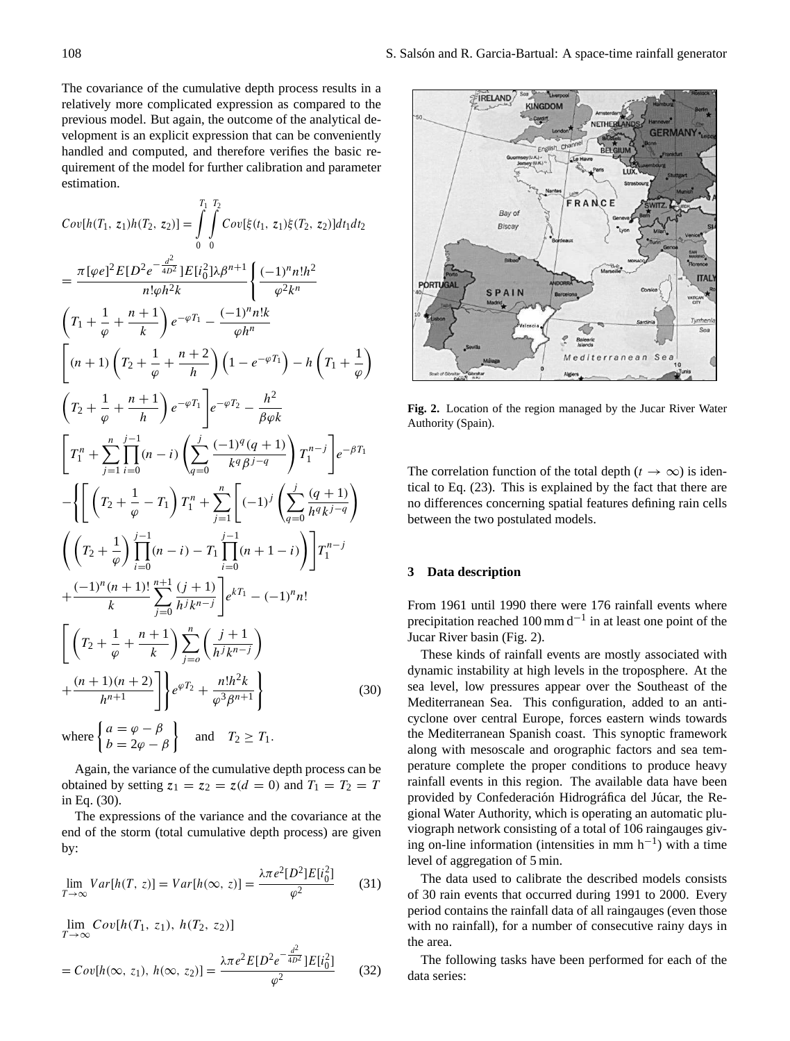The covariance of the cumulative depth process results in a relatively more complicated expression as compared to the previous model. But again, the outcome of the analytical development is an explicit expression that can be conveniently handled and computed, and therefore verifies the basic requirement of the model for further calibration and parameter estimation.

$$
\begin{aligned}
&Cov[h(T_1, z_1)h(T_2, z_2)] = \int_0^{T_1}\int_0^{T_2} Cov[\xi(t_1, z_1)\xi(T_2, z_2)]dt_1dt_2 \\
&= \frac{\pi[\varphi e]^2 E[D^2 e^{-\frac{d^2}{4D^2}}]E[i_0^2]\lambda\beta^{n+1}}{n!\varphi h^2 k}\Bigg\{\frac{(-1)^n n! h^2}{\varphi^2 k^n} \\
&\left(T_1 + \frac{1}{\varphi} + \frac{n+1}{k}\right)e^{-\varphi T_1} - \frac{(-1)^n n! k}{\varphi h^n} \\
&\Bigg[(n+1)\left(T_2 + \frac{1}{\varphi} + \frac{n+2}{h}\right)\left(1 - e^{-\varphi T_1}\right) - h\left(T_1 + \frac{1}{\varphi}\right) \\
&\left(T_2 + \frac{1}{\varphi} + \frac{n+1}{h}\right)e^{-\varphi T_1}\Bigg]e^{-\varphi T_2} - \frac{h^2}{\beta\varphi k} \\
&\left[T_1^n + \sum_{j=1}^{n}\prod_{i=0}^{j-1}(n-i)\left(\sum_{q=0}^{j}\frac{(-1)^q(q+1)}{k^q\beta^{j-q}}\right)T_1^{n-j}\right]e^{-\beta T_1} \\
&-\Bigg\{\Bigg[\left(T_2 + \frac{1}{\varphi} - T_1\right)T_1^n + \sum_{j=1}^{n}\Bigg[(-1)^j\left(\sum_{q=0}^{j}\frac{(q+1)}{h^q k^{j-q}}\right) \\
&\left(\left(T_2 + \frac{1}{\varphi}\right)\prod_{i=0}^{j-1}(n-i) - T_1\prod_{i=0}^{j-1}(n+1-i)\right)\Bigg]T_1^{n-j} \\
&+\frac{(-1)^n(n+1)!}{k}\sum_{j=0}^{n+1}\frac{(j+1)}{h^j k^{n-j}}\Bigg]e^{kT_1} - (-1)^n n! \\
&\Bigg[\left(T_2 + \frac{1}{\varphi} + \frac{n+1}{k}\right)\sum_{j=o}^{n}\left(\frac{j+1}{h^j k^{n-j}}\right) \\
&+\frac{(n+1)(n+2)}{h^{n+1}}\Bigg]\Bigg\}e^{\varphi T_2} + \frac{n! h^2 k}{\varphi^3\beta^{n+1}}\Bigg\}
\end{aligned}
\tag{30}
$$

where $\left\{\begin{array}{l} a = \varphi - \beta \\ b = 2\varphi - \beta \end{array}\right\}$ and $T_2 \geq T_1$.

Again, the variance of the cumulative depth process can be obtained by setting $z_1 = z_2 = z(d = 0)$ and $T_1 = T_2 = T$ in Eq. (30).

The expressions of the variance and the covariance at the end of the storm (total cumulative depth process) are given by:

$$
\lim_{T\to\infty} Var[h(T, z)] = Var[h(\infty, z)] = \frac{\lambda\pi e^2[D^2]E[i_0^2]}{\varphi^2} \tag{31}
$$

$$
\begin{aligned}
&\lim_{T\to\infty} Cov[h(T_1, z_1), h(T_2, z_2)] \\
&= Cov[h(\infty, z_1), h(\infty, z_2)] = \frac{\lambda\pi e^2 E[D^2 e^{-\frac{d^2}{4D^2}}]E[i_0^2]}{\varphi^2}
\end{aligned}
\tag{32}
$$

**Fig. 2.** Location of the region managed by the Jucar River Water Authority (Spain).

The correlation function of the total depth ($t \to \infty$) is identical to Eq. (23). This is explained by the fact that there are no differences concerning spatial features defining rain cells between the two postulated models.

## 3 Data description

From 1961 until 1990 there were 176 rainfall events where precipitation reached 100 mm d$^{-1}$ in at least one point of the Jucar River basin (Fig. 2).

These kinds of rainfall events are mostly associated with dynamic instability at high levels in the troposphere. At the sea level, low pressures appear over the Southeast of the Mediterranean Sea. This configuration, added to an anticyclone over central Europe, forces eastern winds towards the Mediterranean Spanish coast. This synoptic framework along with mesoscale and orographic factors and sea temperature complete the proper conditions to produce heavy rainfall events in this region. The available data have been provided by Confederación Hidrográfica del Júcar, the Regional Water Authority, which is operating an automatic pluviograph network consisting of a total of 106 raingauges giving on-line information (intensities in mm h$^{-1}$) with a time level of aggregation of 5 min.

The data used to calibrate the described models consists of 30 rain events that occurred during 1991 to 2000. Every period contains the rainfall data of all raingauges (even those with no rainfall), for a number of consecutive rainy days in the area.

The following tasks have been performed for each of the data series: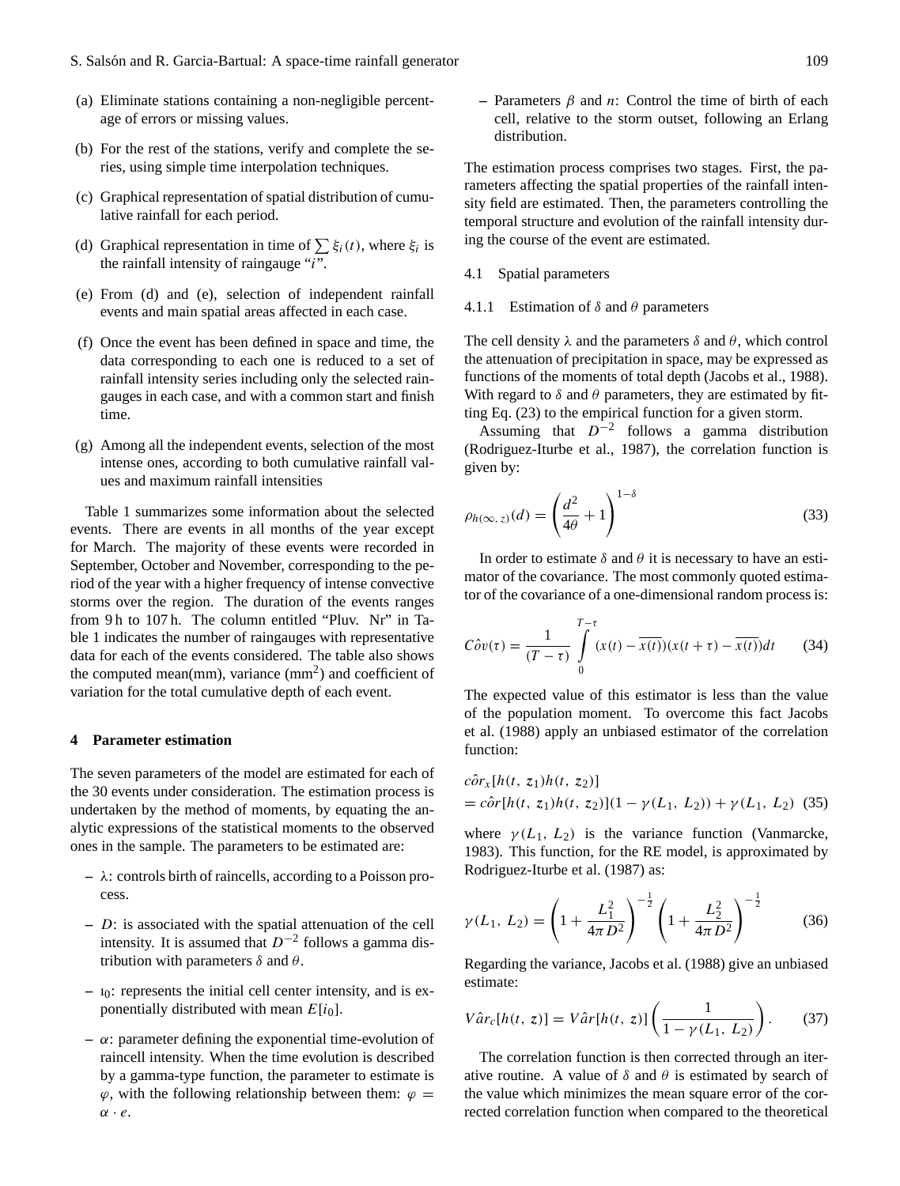(a) Eliminate stations containing a non-negligible percentage of errors or missing values.

(b) For the rest of the stations, verify and complete the series, using simple time interpolation techniques.

(c) Graphical representation of spatial distribution of cumulative rainfall for each period.

(d) Graphical representation in time of $\sum \xi_i(t)$, where $\xi_i$ is the rainfall intensity of raingauge "$i$".

(e) From (d) and (e), selection of independent rainfall events and main spatial areas affected in each case.

(f) Once the event has been defined in space and time, the data corresponding to each one is reduced to a set of rainfall intensity series including only the selected raingauges in each case, and with a common start and finish time.

(g) Among all the independent events, selection of the most intense ones, according to both cumulative rainfall values and maximum rainfall intensities

Table 1 summarizes some information about the selected events. There are events in all months of the year except for March. The majority of these events were recorded in September, October and November, corresponding to the period of the year with a higher frequency of intense convective storms over the region. The duration of the events ranges from 9 h to 107 h. The column entitled "Pluv. Nr" in Table 1 indicates the number of raingauges with representative data for each of the events considered. The table also shows the computed mean(mm), variance (mm$^2$) and coefficient of variation for the total cumulative depth of each event.

## 4 Parameter estimation

The seven parameters of the model are estimated for each of the 30 events under consideration. The estimation process is undertaken by the method of moments, by equating the analytic expressions of the statistical moments to the observed ones in the sample. The parameters to be estimated are:

– $\lambda$: controls birth of raincells, according to a Poisson process.

– $D$: is associated with the spatial attenuation of the cell intensity. It is assumed that $D^{-2}$ follows a gamma distribution with parameters $\delta$ and $\theta$.

– $i_0$: represents the initial cell center intensity, and is exponentially distributed with mean $E[i_0]$.

– $\alpha$: parameter defining the exponential time-evolution of raincell intensity. When the time evolution is described by a gamma-type function, the parameter to estimate is $\varphi$, with the following relationship between them: $\varphi = \alpha \cdot e$.

– Parameters $\beta$ and $n$: Control the time of birth of each cell, relative to the storm outset, following an Erlang distribution.

The estimation process comprises two stages. First, the parameters affecting the spatial properties of the rainfall intensity field are estimated. Then, the parameters controlling the temporal structure and evolution of the rainfall intensity during the course of the event are estimated.

### 4.1 Spatial parameters

#### 4.1.1 Estimation of $\delta$ and $\theta$ parameters

The cell density $\lambda$ and the parameters $\delta$ and $\theta$, which control the attenuation of precipitation in space, may be expressed as functions of the moments of total depth (Jacobs et al., 1988). With regard to $\delta$ and $\theta$ parameters, they are estimated by fitting Eq. (23) to the empirical function for a given storm.

Assuming that $D^{-2}$ follows a gamma distribution (Rodriguez-Iturbe et al., 1987), the correlation function is given by:

$$\rho_{h(\infty,\,z)}(d) = \left(\frac{d^2}{4\theta} + 1\right)^{1-\delta} \tag{33}$$

In order to estimate $\delta$ and $\theta$ it is necessary to have an estimator of the covariance. The most commonly quoted estimator of the covariance of a one-dimensional random process is:

$$C\hat{o}v(\tau) = \frac{1}{(T-\tau)} \int_0^{T-\tau} (x(t) - \overline{x(t)})(x(t+\tau) - \overline{x(t)})dt \tag{34}$$

The expected value of this estimator is less than the value of the population moment. To overcome this fact Jacobs et al. (1988) apply an unbiased estimator of the correlation function:

$$\begin{aligned} &c\hat{o}r_x[h(t,\,z_1)h(t,\,z_2)] \\ &= c\hat{o}r[h(t,\,z_1)h(t,\,z_2)](1-\gamma(L_1,\,L_2)) + \gamma(L_1,\,L_2) \end{aligned} \tag{35}$$

where $\gamma(L_1,\,L_2)$ is the variance function (Vanmarcke, 1983). This function, for the RE model, is approximated by Rodriguez-Iturbe et al. (1987) as:

$$\gamma(L_1,\,L_2) = \left(1 + \frac{L_1^2}{4\pi D^2}\right)^{-\frac{1}{2}} \left(1 + \frac{L_2^2}{4\pi D^2}\right)^{-\frac{1}{2}} \tag{36}$$

Regarding the variance, Jacobs et al. (1988) give an unbiased estimate:

$$V\hat{a}r_c[h(t,\,z)] = V\hat{a}r[h(t,\,z)]\left(\frac{1}{1-\gamma(L_1,\,L_2)}\right). \tag{37}$$

The correlation function is then corrected through an iterative routine. A value of $\delta$ and $\theta$ is estimated by search of the value which minimizes the mean square error of the corrected correlation function when compared to the theoretical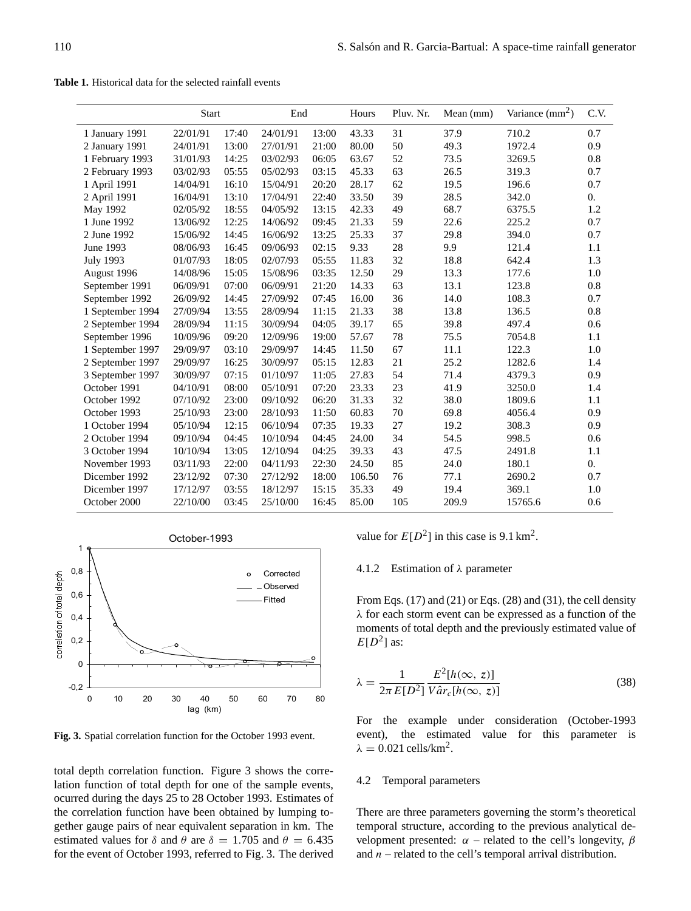**Table 1.** Historical data for the selected rainfall events

| | Start | | End | | Hours | Pluv. Nr. | Mean (mm) | Variance (mm$^2$) | C.V. |
|---|---|---|---|---|---|---|---|---|---|
| 1 January 1991 | 22/01/91 | 17:40 | 24/01/91 | 13:00 | 43.33 | 31 | 37.9 | 710.2 | 0.7 |
| 2 January 1991 | 24/01/91 | 13:00 | 27/01/91 | 21:00 | 80.00 | 50 | 49.3 | 1972.4 | 0.9 |
| 1 February 1993 | 31/01/93 | 14:25 | 03/02/93 | 06:05 | 63.67 | 52 | 73.5 | 3269.5 | 0.8 |
| 2 February 1993 | 03/02/93 | 05:55 | 05/02/93 | 03:15 | 45.33 | 63 | 26.5 | 319.3 | 0.7 |
| 1 April 1991 | 14/04/91 | 16:10 | 15/04/91 | 20:20 | 28.17 | 62 | 19.5 | 196.6 | 0.7 |
| 2 April 1991 | 16/04/91 | 13:10 | 17/04/91 | 22:40 | 33.50 | 39 | 28.5 | 342.0 | 0. |
| May 1992 | 02/05/92 | 18:55 | 04/05/92 | 13:15 | 42.33 | 49 | 68.7 | 6375.5 | 1.2 |
| 1 June 1992 | 13/06/92 | 12:25 | 14/06/92 | 09:45 | 21.33 | 59 | 22.6 | 225.2 | 0.7 |
| 2 June 1992 | 15/06/92 | 14:45 | 16/06/92 | 13:25 | 25.33 | 37 | 29.8 | 394.0 | 0.7 |
| June 1993 | 08/06/93 | 16:45 | 09/06/93 | 02:15 | 9.33 | 28 | 9.9 | 121.4 | 1.1 |
| July 1993 | 01/07/93 | 18:05 | 02/07/93 | 05:55 | 11.83 | 32 | 18.8 | 642.4 | 1.3 |
| August 1996 | 14/08/96 | 15:05 | 15/08/96 | 03:35 | 12.50 | 29 | 13.3 | 177.6 | 1.0 |
| September 1991 | 06/09/91 | 07:00 | 06/09/91 | 21:20 | 14.33 | 63 | 13.1 | 123.8 | 0.8 |
| September 1992 | 26/09/92 | 14:45 | 27/09/92 | 07:45 | 16.00 | 36 | 14.0 | 108.3 | 0.7 |
| 1 September 1994 | 27/09/94 | 13:55 | 28/09/94 | 11:15 | 21.33 | 38 | 13.8 | 136.5 | 0.8 |
| 2 September 1994 | 28/09/94 | 11:15 | 30/09/94 | 04:05 | 39.17 | 65 | 39.8 | 497.4 | 0.6 |
| September 1996 | 10/09/96 | 09:20 | 12/09/96 | 19:00 | 57.67 | 78 | 75.5 | 7054.8 | 1.1 |
| 1 September 1997 | 29/09/97 | 03:10 | 29/09/97 | 14:45 | 11.50 | 67 | 11.1 | 122.3 | 1.0 |
| 2 September 1997 | 29/09/97 | 16:25 | 30/09/97 | 05:15 | 12.83 | 21 | 25.2 | 1282.6 | 1.4 |
| 3 September 1997 | 30/09/97 | 07:15 | 01/10/97 | 11:05 | 27.83 | 54 | 71.4 | 4379.3 | 0.9 |
| October 1991 | 04/10/91 | 08:00 | 05/10/91 | 07:20 | 23.33 | 23 | 41.9 | 3250.0 | 1.4 |
| October 1992 | 07/10/92 | 23:00 | 09/10/92 | 06:20 | 31.33 | 32 | 38.0 | 1809.6 | 1.1 |
| October 1993 | 25/10/93 | 23:00 | 28/10/93 | 11:50 | 60.83 | 70 | 69.8 | 4056.4 | 0.9 |
| 1 October 1994 | 05/10/94 | 12:15 | 06/10/94 | 07:35 | 19.33 | 27 | 19.2 | 308.3 | 0.9 |
| 2 October 1994 | 09/10/94 | 04:45 | 10/10/94 | 04:45 | 24.00 | 34 | 54.5 | 998.5 | 0.6 |
| 3 October 1994 | 10/10/94 | 13:05 | 12/10/94 | 04:25 | 39.33 | 43 | 47.5 | 2491.8 | 1.1 |
| November 1993 | 03/11/93 | 22:00 | 04/11/93 | 22:30 | 24.50 | 85 | 24.0 | 180.1 | 0. |
| Dicember 1992 | 23/12/92 | 07:30 | 27/12/92 | 18:00 | 106.50 | 76 | 77.1 | 2690.2 | 0.7 |
| Dicember 1997 | 17/12/97 | 03:55 | 18/12/97 | 15:15 | 35.33 | 49 | 19.4 | 369.1 | 1.0 |
| October 2000 | 22/10/00 | 03:45 | 25/10/00 | 16:45 | 85.00 | 105 | 209.9 | 15765.6 | 0.6 |

**Fig. 3.** Spatial correlation function for the October 1993 event.

total depth correlation function. Figure 3 shows the correlation function of total depth for one of the sample events, ocurred during the days 25 to 28 October 1993. Estimates of the correlation function have been obtained by lumping together gauge pairs of near equivalent separation in km. The estimated values for $\delta$ and $\theta$ are $\delta = 1.705$ and $\theta = 6.435$ for the event of October 1993, referred to Fig. 3. The derived value for $E[D^2]$ in this case is $9.1\,\text{km}^2$.

#### 4.1.2 Estimation of λ parameter

From Eqs. (17) and (21) or Eqs. (28) and (31), the cell density $\lambda$ for each storm event can be expressed as a function of the moments of total depth and the previously estimated value of $E[D^2]$ as:

$$\lambda = \frac{1}{2\pi E[D^2]} \frac{E^2[h(\infty,\, z)]}{V\hat{a}r_c[h(\infty,\, z)]} \tag{38}$$

For the example under consideration (October-1993 event), the estimated value for this parameter is $\lambda = 0.021\,\text{cells/km}^2$.

### 4.2 Temporal parameters

There are three parameters governing the storm's theoretical temporal structure, according to the previous analytical development presented: $\alpha$ – related to the cell's longevity, $\beta$ and $n$ – related to the cell's temporal arrival distribution.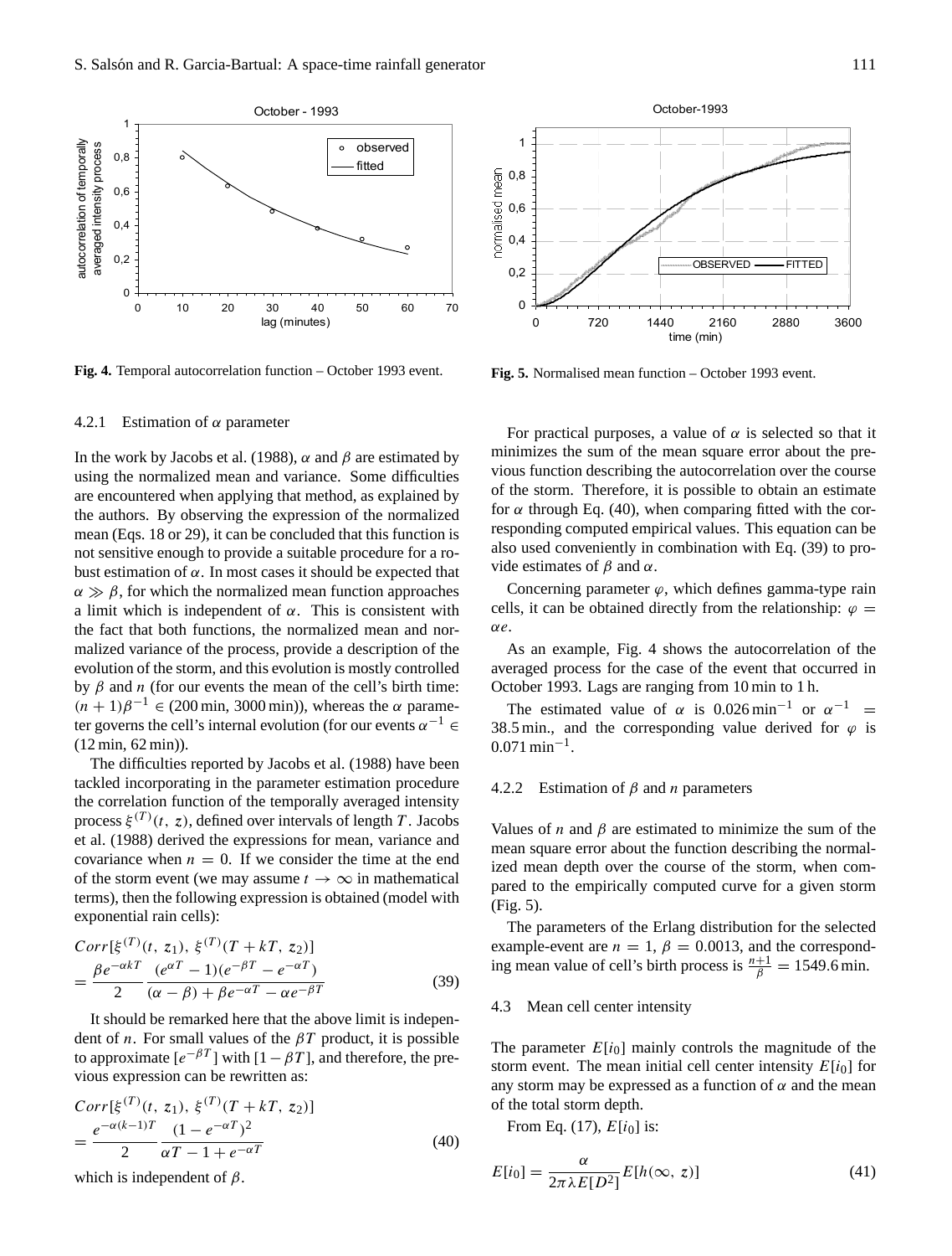Fig. 4. Temporal autocorrelation function – October 1993 event.

Fig. 5. Normalised mean function – October 1993 event.

#### 4.2.1 Estimation of $\alpha$ parameter

In the work by Jacobs et al. (1988), $\alpha$ and $\beta$ are estimated by using the normalized mean and variance. Some difficulties are encountered when applying that method, as explained by the authors. By observing the expression of the normalized mean (Eqs. 18 or 29), it can be concluded that this function is not sensitive enough to provide a suitable procedure for a robust estimation of $\alpha$. In most cases it should be expected that $\alpha \gg \beta$, for which the normalized mean function approaches a limit which is independent of $\alpha$. This is consistent with the fact that both functions, the normalized mean and normalized variance of the process, provide a description of the evolution of the storm, and this evolution is mostly controlled by $\beta$ and $n$ (for our events the mean of the cell's birth time: $(n+1)\beta^{-1} \in (200\,\text{min}, 3000\,\text{min})$), whereas the $\alpha$ parameter governs the cell's internal evolution (for our events $\alpha^{-1} \in (12\,\text{min}, 62\,\text{min})$).

The difficulties reported by Jacobs et al. (1988) have been tackled incorporating in the parameter estimation procedure the correlation function of the temporally averaged intensity process $\xi^{(T)}(t, z)$, defined over intervals of length $T$. Jacobs et al. (1988) derived the expressions for mean, variance and covariance when $n = 0$. If we consider the time at the end of the storm event (we may assume $t \to \infty$ in mathematical terms), then the following expression is obtained (model with exponential rain cells):

$$
\begin{aligned}
&Corr[\xi^{(T)}(t, z_1), \xi^{(T)}(T + kT, z_2)] \\
&= \frac{\beta e^{-\alpha kT}}{2} \frac{(e^{\alpha T} - 1)(e^{-\beta T} - e^{-\alpha T})}{(\alpha - \beta) + \beta e^{-\alpha T} - \alpha e^{-\beta T}}
\end{aligned}
\tag{39}
$$

It should be remarked here that the above limit is independent of $n$. For small values of the $\beta T$ product, it is possible to approximate $[e^{-\beta T}]$ with $[1 - \beta T]$, and therefore, the previous expression can be rewritten as:

$$
\begin{aligned}
&Corr[\xi^{(T)}(t, z_1), \xi^{(T)}(T + kT, z_2)] \\
&= \frac{e^{-\alpha(k-1)T}}{2} \frac{(1 - e^{-\alpha T})^2}{\alpha T - 1 + e^{-\alpha T}}
\end{aligned}
\tag{40}
$$

which is independent of $\beta$.

For practical purposes, a value of $\alpha$ is selected so that it minimizes the sum of the mean square error about the previous function describing the autocorrelation over the course of the storm. Therefore, it is possible to obtain an estimate for $\alpha$ through Eq. (40), when comparing fitted with the corresponding computed empirical values. This equation can be also used conveniently in combination with Eq. (39) to provide estimates of $\beta$ and $\alpha$.

Concerning parameter $\varphi$, which defines gamma-type rain cells, it can be obtained directly from the relationship: $\varphi = \alpha e$.

As an example, Fig. 4 shows the autocorrelation of the averaged process for the case of the event that occurred in October 1993. Lags are ranging from 10 min to 1 h.

The estimated value of $\alpha$ is $0.026\,\text{min}^{-1}$ or $\alpha^{-1} = 38.5\,\text{min.}$, and the corresponding value derived for $\varphi$ is $0.071\,\text{min}^{-1}$.

#### 4.2.2 Estimation of $\beta$ and $n$ parameters

Values of $n$ and $\beta$ are estimated to minimize the sum of the mean square error about the function describing the normalized mean depth over the course of the storm, when compared to the empirically computed curve for a given storm (Fig. 5).

The parameters of the Erlang distribution for the selected example-event are $n = 1$, $\beta = 0.0013$, and the corresponding mean value of cell's birth process is $\frac{n+1}{\beta} = 1549.6\,\text{min}$.

### 4.3 Mean cell center intensity

The parameter $E[i_0]$ mainly controls the magnitude of the storm event. The mean initial cell center intensity $E[i_0]$ for any storm may be expressed as a function of $\alpha$ and the mean of the total storm depth.

From Eq. (17), $E[i_0]$ is:

$$
E[i_0] = \frac{\alpha}{2\pi\lambda E[D^2]} E[h(\infty, z)]
\tag{41}
$$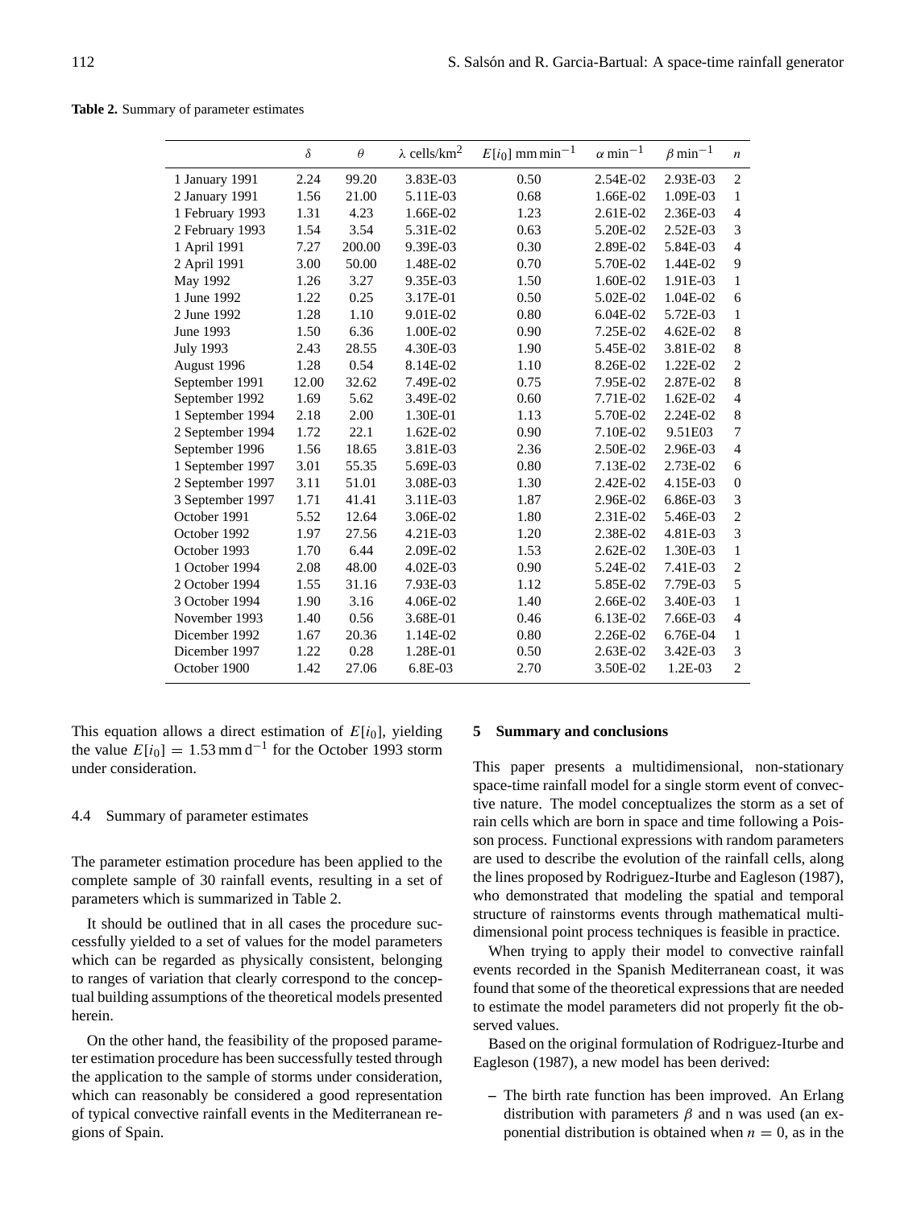**Table 2.** Summary of parameter estimates

| | $\delta$ | $\theta$ | $\lambda$ cells/km$^2$ | $E[i_0]$ mm min$^{-1}$ | $\alpha$ min$^{-1}$ | $\beta$ min$^{-1}$ | $n$ |
|---|---|---|---|---|---|---|---|
| 1 January 1991 | 2.24 | 99.20 | 3.83E-03 | 0.50 | 2.54E-02 | 2.93E-03 | 2 |
| 2 January 1991 | 1.56 | 21.00 | 5.11E-03 | 0.68 | 1.66E-02 | 1.09E-03 | 1 |
| 1 February 1993 | 1.31 | 4.23 | 1.66E-02 | 1.23 | 2.61E-02 | 2.36E-03 | 4 |
| 2 February 1993 | 1.54 | 3.54 | 5.31E-02 | 0.63 | 5.20E-02 | 2.52E-03 | 3 |
| 1 April 1991 | 7.27 | 200.00 | 9.39E-03 | 0.30 | 2.89E-02 | 5.84E-03 | 4 |
| 2 April 1991 | 3.00 | 50.00 | 1.48E-02 | 0.70 | 5.70E-02 | 1.44E-02 | 9 |
| May 1992 | 1.26 | 3.27 | 9.35E-03 | 1.50 | 1.60E-02 | 1.91E-03 | 1 |
| 1 June 1992 | 1.22 | 0.25 | 3.17E-01 | 0.50 | 5.02E-02 | 1.04E-02 | 6 |
| 2 June 1992 | 1.28 | 1.10 | 9.01E-02 | 0.80 | 6.04E-02 | 5.72E-03 | 1 |
| June 1993 | 1.50 | 6.36 | 1.00E-02 | 0.90 | 7.25E-02 | 4.62E-02 | 8 |
| July 1993 | 2.43 | 28.55 | 4.30E-03 | 1.90 | 5.45E-02 | 3.81E-02 | 8 |
| August 1996 | 1.28 | 0.54 | 8.14E-02 | 1.10 | 8.26E-02 | 1.22E-02 | 2 |
| September 1991 | 12.00 | 32.62 | 7.49E-02 | 0.75 | 7.95E-02 | 2.87E-02 | 8 |
| September 1992 | 1.69 | 5.62 | 3.49E-02 | 0.60 | 7.71E-02 | 1.62E-02 | 4 |
| 1 September 1994 | 2.18 | 2.00 | 1.30E-01 | 1.13 | 5.70E-02 | 2.24E-02 | 8 |
| 2 September 1994 | 1.72 | 22.1 | 1.62E-02 | 0.90 | 7.10E-02 | 9.51E03 | 7 |
| September 1996 | 1.56 | 18.65 | 3.81E-03 | 2.36 | 2.50E-02 | 2.96E-03 | 4 |
| 1 September 1997 | 3.01 | 55.35 | 5.69E-03 | 0.80 | 7.13E-02 | 2.73E-02 | 6 |
| 2 September 1997 | 3.11 | 51.01 | 3.08E-03 | 1.30 | 2.42E-02 | 4.15E-03 | 0 |
| 3 September 1997 | 1.71 | 41.41 | 3.11E-03 | 1.87 | 2.96E-02 | 6.86E-03 | 3 |
| October 1991 | 5.52 | 12.64 | 3.06E-02 | 1.80 | 2.31E-02 | 5.46E-03 | 2 |
| October 1992 | 1.97 | 27.56 | 4.21E-03 | 1.20 | 2.38E-02 | 4.81E-03 | 3 |
| October 1993 | 1.70 | 6.44 | 2.09E-02 | 1.53 | 2.62E-02 | 1.30E-03 | 1 |
| 1 October 1994 | 2.08 | 48.00 | 4.02E-03 | 0.90 | 5.24E-02 | 7.41E-03 | 2 |
| 2 October 1994 | 1.55 | 31.16 | 7.93E-03 | 1.12 | 5.85E-02 | 7.79E-03 | 5 |
| 3 October 1994 | 1.90 | 3.16 | 4.06E-02 | 1.40 | 2.66E-02 | 3.40E-03 | 1 |
| November 1993 | 1.40 | 0.56 | 3.68E-01 | 0.46 | 6.13E-02 | 7.66E-03 | 4 |
| Dicember 1992 | 1.67 | 20.36 | 1.14E-02 | 0.80 | 2.26E-02 | 6.76E-04 | 1 |
| Dicember 1997 | 1.22 | 0.28 | 1.28E-01 | 0.50 | 2.63E-02 | 3.42E-03 | 3 |
| October 1900 | 1.42 | 27.06 | 6.8E-03 | 2.70 | 3.50E-02 | 1.2E-03 | 2 |

This equation allows a direct estimation of $E[i_0]$, yielding the value $E[i_0] = 1.53\,\text{mm}\,\text{d}^{-1}$ for the October 1993 storm under consideration.

### 4.4 Summary of parameter estimates

The parameter estimation procedure has been applied to the complete sample of 30 rainfall events, resulting in a set of parameters which is summarized in Table 2.

It should be outlined that in all cases the procedure successfully yielded to a set of values for the model parameters which can be regarded as physically consistent, belonging to ranges of variation that clearly correspond to the conceptual building assumptions of the theoretical models presented herein.

On the other hand, the feasibility of the proposed parameter estimation procedure has been successfully tested through the application to the sample of storms under consideration, which can reasonably be considered a good representation of typical convective rainfall events in the Mediterranean regions of Spain.

## 5 Summary and conclusions

This paper presents a multidimensional, non-stationary space-time rainfall model for a single storm event of convective nature. The model conceptualizes the storm as a set of rain cells which are born in space and time following a Poisson process. Functional expressions with random parameters are used to describe the evolution of the rainfall cells, along the lines proposed by Rodriguez-Iturbe and Eagleson (1987), who demonstrated that modeling the spatial and temporal structure of rainstorms events through mathematical multidimensional point process techniques is feasible in practice.

When trying to apply their model to convective rainfall events recorded in the Spanish Mediterranean coast, it was found that some of the theoretical expressions that are needed to estimate the model parameters did not properly fit the observed values.

Based on the original formulation of Rodriguez-Iturbe and Eagleson (1987), a new model has been derived:

- The birth rate function has been improved. An Erlang distribution with parameters $\beta$ and n was used (an exponential distribution is obtained when $n = 0$, as in the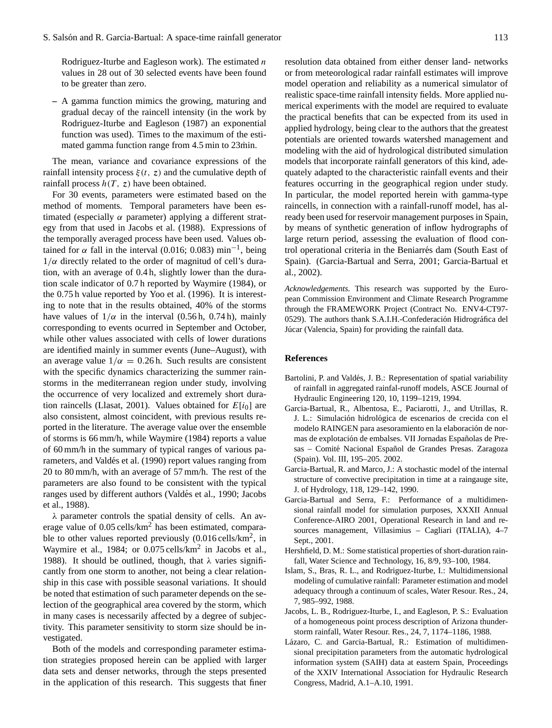Rodriguez-Iturbe and Eagleson work). The estimated $n$ values in 28 out of 30 selected events have been found to be greater than zero.

– A gamma function mimics the growing, maturing and gradual decay of the raincell intensity (in the work by Rodriguez-Iturbe and Eagleson (1987) an exponential function was used). Times to the maximum of the estimated gamma function range from 4.5 min to 23ḿin.

The mean, variance and covariance expressions of the rainfall intensity process $\xi(t, z)$ and the cumulative depth of rainfall process $h(T, z)$ have been obtained.

For 30 events, parameters were estimated based on the method of moments. Temporal parameters have been estimated (especially $\alpha$ parameter) applying a different strategy from that used in Jacobs et al. (1988). Expressions of the temporally averaged process have been used. Values obtained for $\alpha$ fall in the interval (0.016; 0.083) min$^{-1}$, being $1/\alpha$ directly related to the order of magnitud of cell's duration, with an average of 0.4 h, slightly lower than the duration scale indicator of 0.7 h reported by Waymire (1984), or the 0.75 h value reported by Yoo et al. (1996). It is interesting to note that in the results obtained, 40% of the storms have values of $1/\alpha$ in the interval (0.56 h, 0.74 h), mainly corresponding to events ocurred in September and October, while other values associated with cells of lower durations are identified mainly in summer events (June–August), with an average value $1/\alpha = 0.26$ h. Such results are consistent with the specific dynamics characterizing the summer rainstorms in the mediterranean region under study, involving the occurrence of very localized and extremely short duration raincells (Llasat, 2001). Values obtained for $E[i_0]$ are also consistent, almost coincident, with previous results reported in the literature. The average value over the ensemble of storms is 66 mm/h, while Waymire (1984) reports a value of 60 mm/h in the summary of typical ranges of various parameters, and Valdés et al. (1990) report values ranging from 20 to 80 mm/h, with an average of 57 mm/h. The rest of the parameters are also found to be consistent with the typical ranges used by different authors (Valdés et al., 1990; Jacobs et al., 1988).

$\lambda$ parameter controls the spatial density of cells. An average value of 0.05 cells/km$^2$ has been estimated, comparable to other values reported previously (0.016 cells/km$^2$, in Waymire et al., 1984; or 0.075 cells/km$^2$ in Jacobs et al., 1988). It should be outlined, though, that $\lambda$ varies significantly from one storm to another, not being a clear relationship in this case with possible seasonal variations. It should be noted that estimation of such parameter depends on the selection of the geographical area covered by the storm, which in many cases is necessarily affected by a degree of subjectivity. This parameter sensitivity to storm size should be investigated.

Both of the models and corresponding parameter estimation strategies proposed herein can be applied with larger data sets and denser networks, through the steps presented in the application of this research. This suggests that finer resolution data obtained from either denser land- networks or from meteorological radar rainfall estimates will improve model operation and reliability as a numerical simulator of realistic space-time rainfall intensity fields. More applied numerical experiments with the model are required to evaluate the practical benefits that can be expected from its used in applied hydrology, being clear to the authors that the greatest potentials are oriented towards watershed management and modeling with the aid of hydrological distributed simulation models that incorporate rainfall generators of this kind, adequately adapted to the characteristic rainfall events and their features occurring in the geographical region under study. In particular, the model reported herein with gamma-type raincells, in connection with a rainfall-runoff model, has already been used for reservoir management purposes in Spain, by means of synthetic generation of inflow hydrographs of large return period, assessing the evaluation of flood control operational criteria in the Beniarrés dam (South East of Spain). (Garcia-Bartual and Serra, 2001; Garcia-Bartual et al., 2002).

*Acknowledgements.* This research was supported by the European Commission Environment and Climate Research Programme through the FRAMEWORK Project (Contract No. ENV4-CT97-0529). The authors thank S.A.I.H.-Confederación Hidrográfica del Júcar (Valencia, Spain) for providing the rainfall data.

## References

Bartolini, P. and Valdés, J. B.: Representation of spatial variability of rainfall in aggregated rainfal-runoff models, ASCE Journal of Hydraulic Engineering 120, 10, 1199–1219, 1994.

Garcia-Bartual, R., Albentosa, E., Paciarotti, J., and Utrillas, R. J. L.: Simulación hidrológica de escenarios de crecida con el modelo RAINGEN para asesoramiento en la elaboración de normas de explotación de embalses. VII Jornadas Españolas de Presas – Comité Nacional Español de Grandes Presas. Zaragoza (Spain). Vol. III, 195–205. 2002.

Garcia-Bartual, R. and Marco, J.: A stochastic model of the internal structure of convective precipitation in time at a raingauge site, J. of Hydrology, 118, 129–142, 1990.

Garcia-Bartual and Serra, F.: Performance of a multidimensional rainfall model for simulation purposes, XXXII Annual Conference-AIRO 2001, Operational Research in land and resources management, Villasimius – Cagliari (ITALIA), 4–7 Sept., 2001.

Hershfield, D. M.: Some statistical properties of short-duration rainfall, Water Science and Technology, 16, 8/9, 93–100, 1984.

Islam, S., Bras, R. L., and Rodriguez-Iturbe, I.: Multidimensional modeling of cumulative rainfall: Parameter estimation and model adequacy through a continuum of scales, Water Resour. Res., 24, 7, 985–992, 1988.

Jacobs, L. B., Rodriguez-Iturbe, I., and Eagleson, P. S.: Evaluation of a homogeneous point process description of Arizona thunderstorm rainfall, Water Resour. Res., 24, 7, 1174–1186, 1988.

Lázaro, C. and Garcia-Bartual, R.: Estimation of multidimensional precipitation parameters from the automatic hydrological information system (SAIH) data at eastern Spain, Proceedings of the XXIV International Association for Hydraulic Research Congress, Madrid, A.1–A.10, 1991.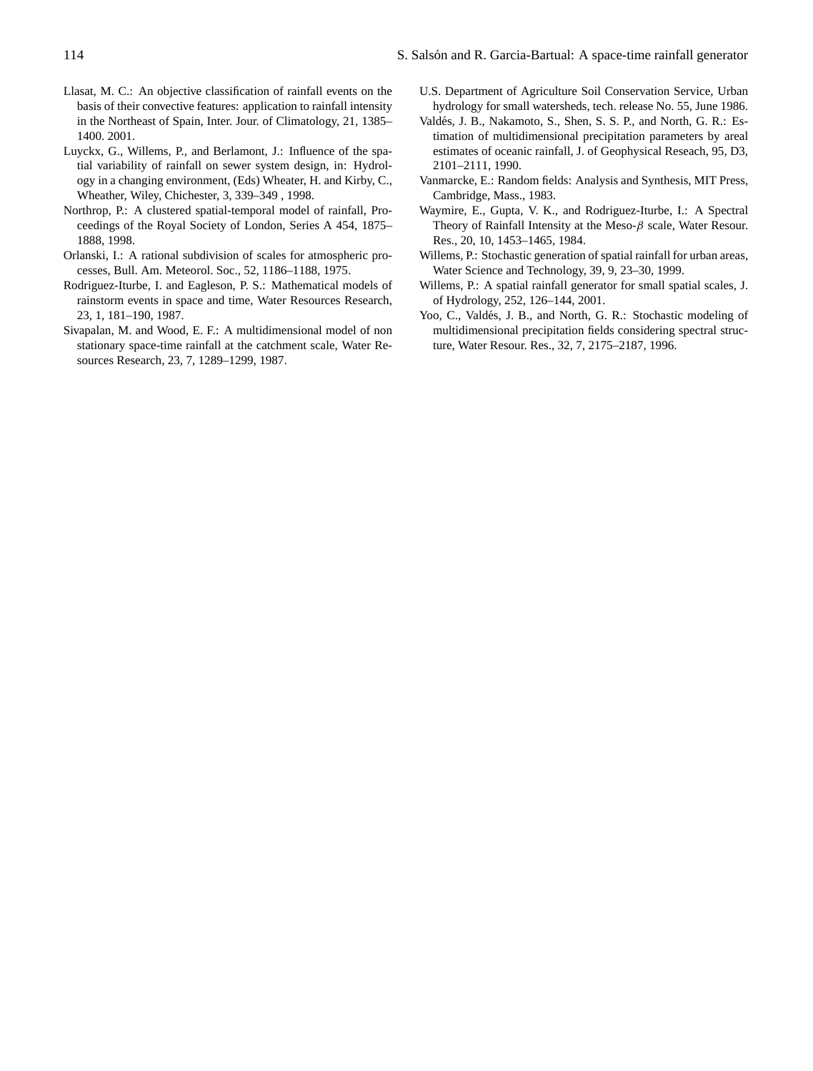Llasat, M. C.: An objective classification of rainfall events on the basis of their convective features: application to rainfall intensity in the Northeast of Spain, Inter. Jour. of Climatology, 21, 1385–1400. 2001.

Luyckx, G., Willems, P., and Berlamont, J.: Influence of the spatial variability of rainfall on sewer system design, in: Hydrology in a changing environment, (Eds) Wheater, H. and Kirby, C., Wheather, Wiley, Chichester, 3, 339–349 , 1998.

Northrop, P.: A clustered spatial-temporal model of rainfall, Proceedings of the Royal Society of London, Series A 454, 1875–1888, 1998.

Orlanski, I.: A rational subdivision of scales for atmospheric processes, Bull. Am. Meteorol. Soc., 52, 1186–1188, 1975.

Rodriguez-Iturbe, I. and Eagleson, P. S.: Mathematical models of rainstorm events in space and time, Water Resources Research, 23, 1, 181–190, 1987.

Sivapalan, M. and Wood, E. F.: A multidimensional model of non stationary space-time rainfall at the catchment scale, Water Resources Research, 23, 7, 1289–1299, 1987.

U.S. Department of Agriculture Soil Conservation Service, Urban hydrology for small watersheds, tech. release No. 55, June 1986.

Valdés, J. B., Nakamoto, S., Shen, S. S. P., and North, G. R.: Estimation of multidimensional precipitation parameters by areal estimates of oceanic rainfall, J. of Geophysical Reseach, 95, D3, 2101–2111, 1990.

Vanmarcke, E.: Random fields: Analysis and Synthesis, MIT Press, Cambridge, Mass., 1983.

Waymire, E., Gupta, V. K., and Rodriguez-Iturbe, I.: A Spectral Theory of Rainfall Intensity at the Meso-$\beta$ scale, Water Resour. Res., 20, 10, 1453–1465, 1984.

Willems, P.: Stochastic generation of spatial rainfall for urban areas, Water Science and Technology, 39, 9, 23–30, 1999.

Willems, P.: A spatial rainfall generator for small spatial scales, J. of Hydrology, 252, 126–144, 2001.

Yoo, C., Valdés, J. B., and North, G. R.: Stochastic modeling of multidimensional precipitation fields considering spectral structure, Water Resour. Res., 32, 7, 2175–2187, 1996.